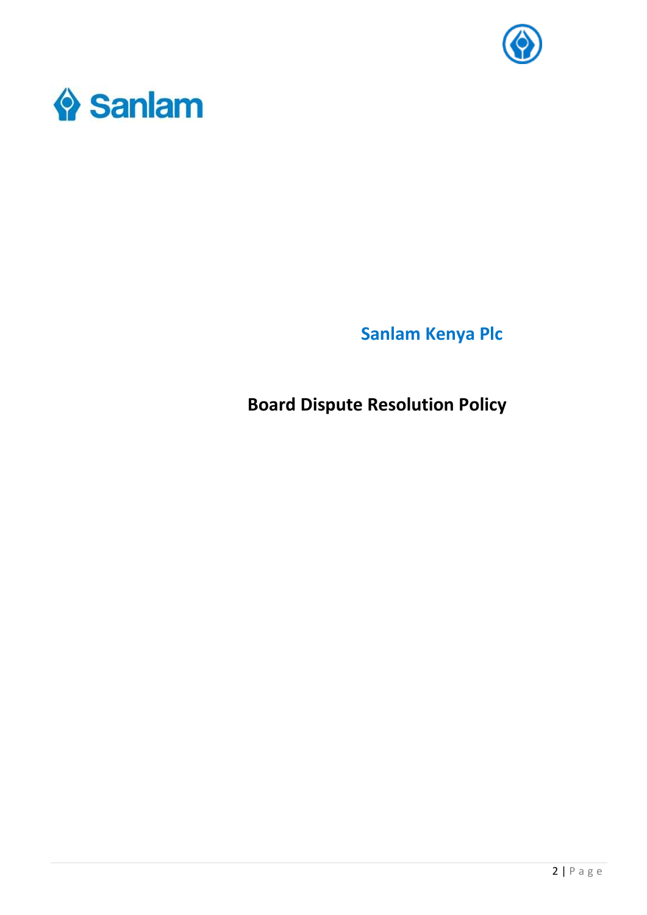Sanlam

**Sanlam Kenya Plc**

# Board Dispute Resolution Policy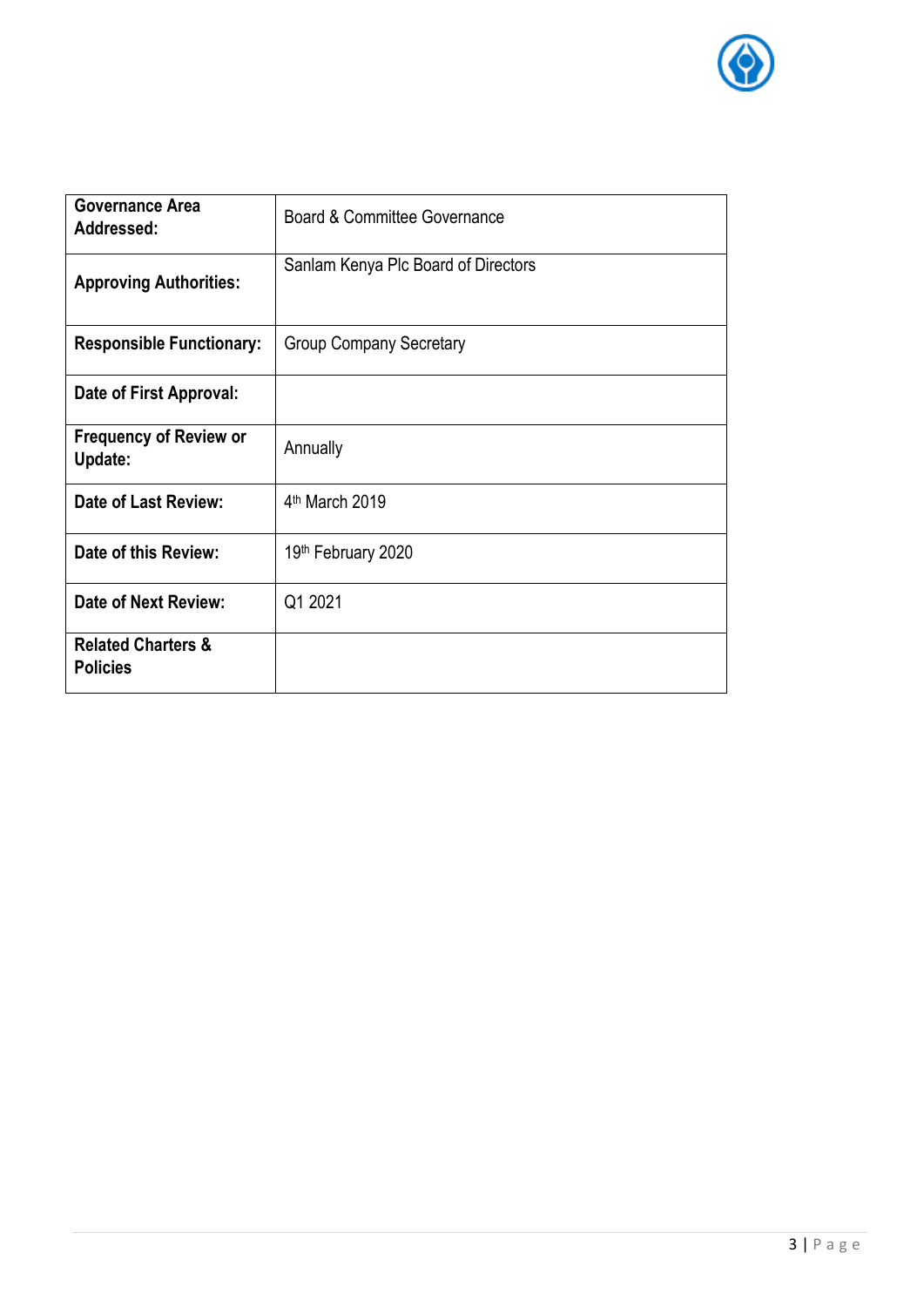| Governance Area Addressed: | Board & Committee Governance |
|---|---|
| Approving Authorities: | Sanlam Kenya Plc Board of Directors |
| Responsible Functionary: | Group Company Secretary |
| Date of First Approval: | |
| Frequency of Review or Update: | Annually |
| Date of Last Review: | 4th March 2019 |
| Date of this Review: | 19th February 2020 |
| Date of Next Review: | Q1 2021 |
| Related Charters & Policies | |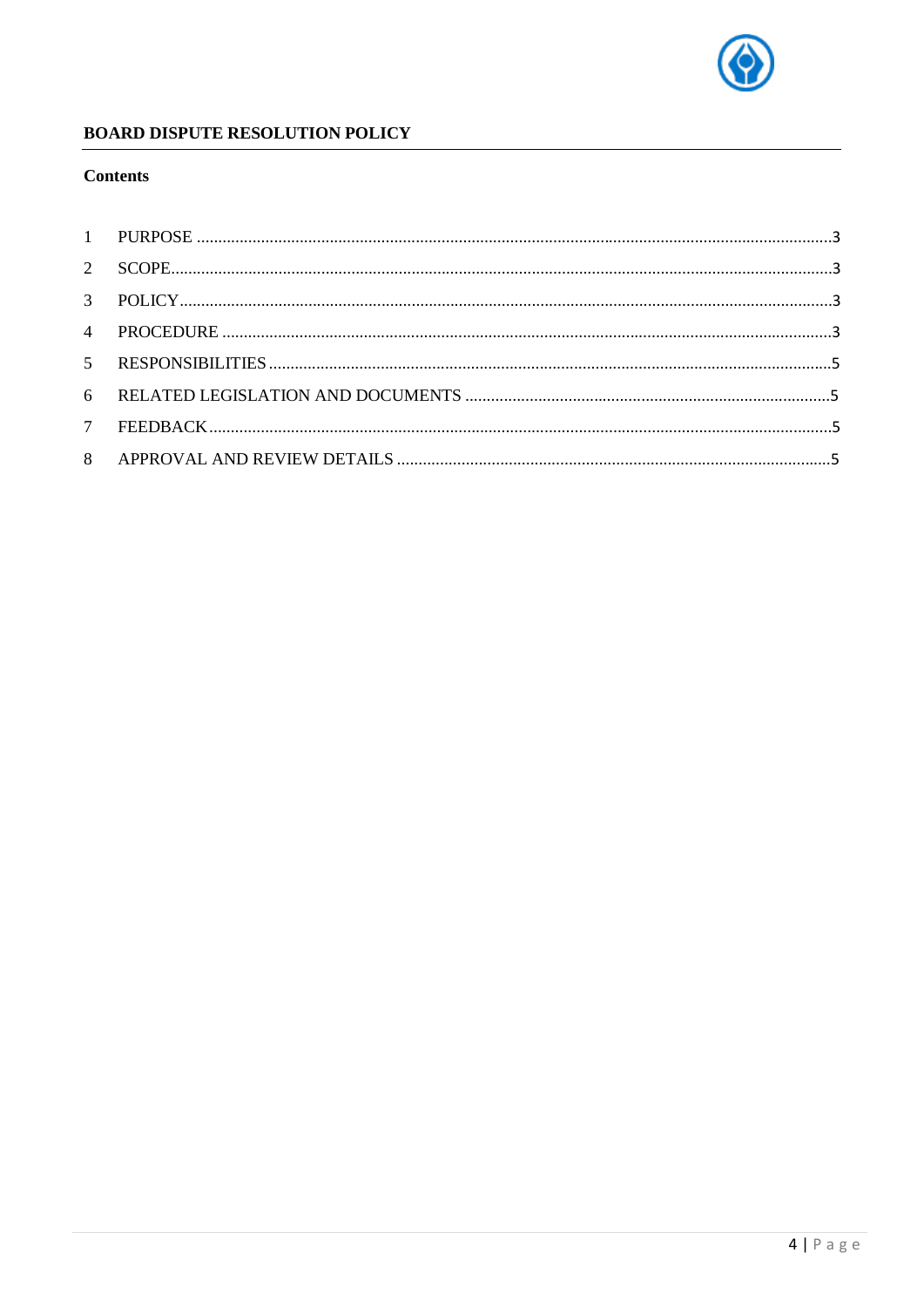**BOARD DISPUTE RESOLUTION POLICY**

**Contents**

1 PURPOSE .....3
2 SCOPE .....3
3 POLICY .....3
4 PROCEDURE .....3
5 RESPONSIBILITIES .....5
6 RELATED LEGISLATION AND DOCUMENTS .....5
7 FEEDBACK .....5
8 APPROVAL AND REVIEW DETAILS .....5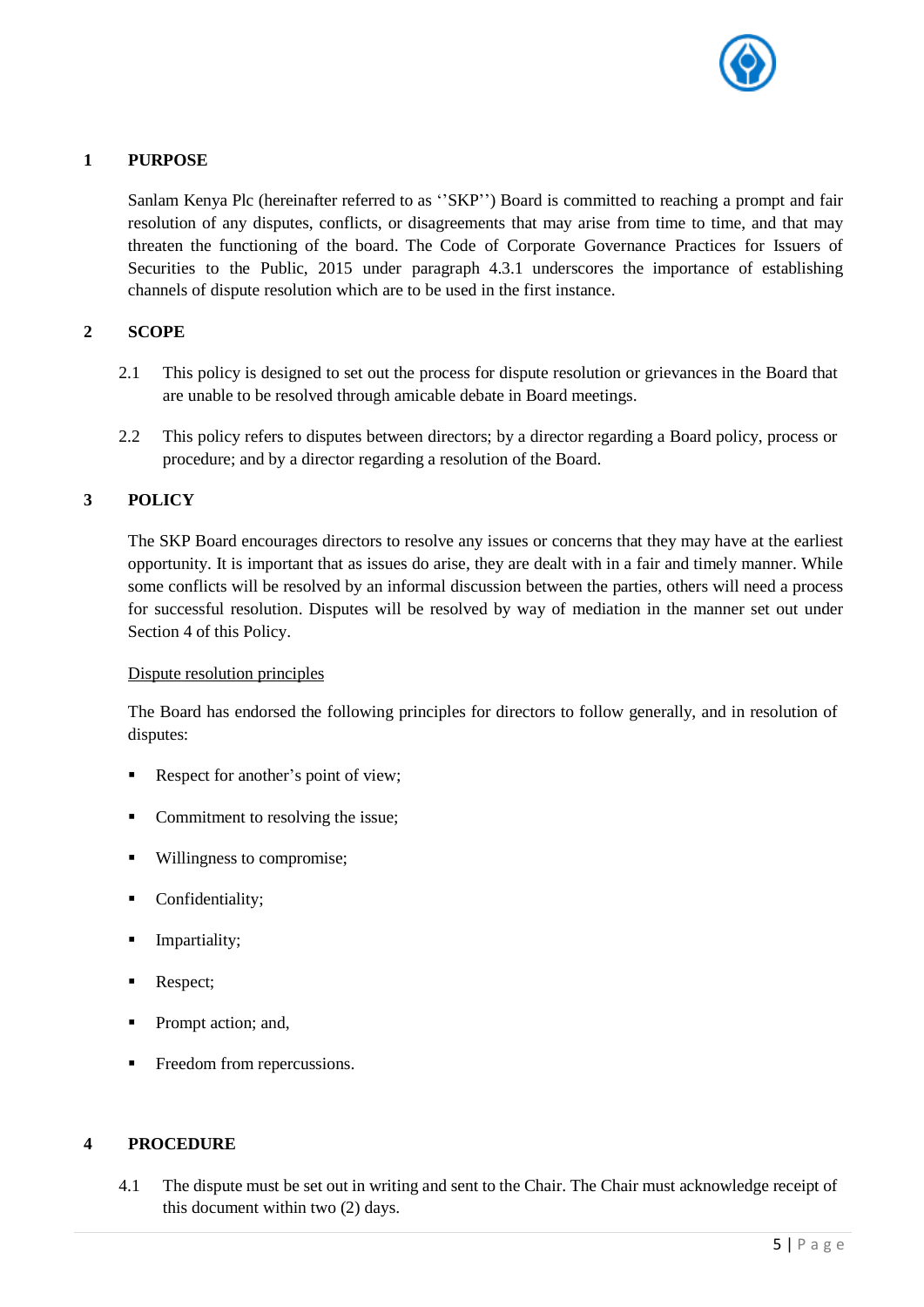## 1 PURPOSE

Sanlam Kenya Plc (hereinafter referred to as ''SKP'') Board is committed to reaching a prompt and fair resolution of any disputes, conflicts, or disagreements that may arise from time to time, and that may threaten the functioning of the board. The Code of Corporate Governance Practices for Issuers of Securities to the Public, 2015 under paragraph 4.3.1 underscores the importance of establishing channels of dispute resolution which are to be used in the first instance.

## 2 SCOPE

2.1 This policy is designed to set out the process for dispute resolution or grievances in the Board that are unable to be resolved through amicable debate in Board meetings.

2.2 This policy refers to disputes between directors; by a director regarding a Board policy, process or procedure; and by a director regarding a resolution of the Board.

## 3 POLICY

The SKP Board encourages directors to resolve any issues or concerns that they may have at the earliest opportunity. It is important that as issues do arise, they are dealt with in a fair and timely manner. While some conflicts will be resolved by an informal discussion between the parties, others will need a process for successful resolution. Disputes will be resolved by way of mediation in the manner set out under Section 4 of this Policy.

Dispute resolution principles

The Board has endorsed the following principles for directors to follow generally, and in resolution of disputes:

- Respect for another's point of view;
- Commitment to resolving the issue;
- Willingness to compromise;
- Confidentiality;
- Impartiality;
- Respect;
- Prompt action; and,
- Freedom from repercussions.

## 4 PROCEDURE

4.1 The dispute must be set out in writing and sent to the Chair. The Chair must acknowledge receipt of this document within two (2) days.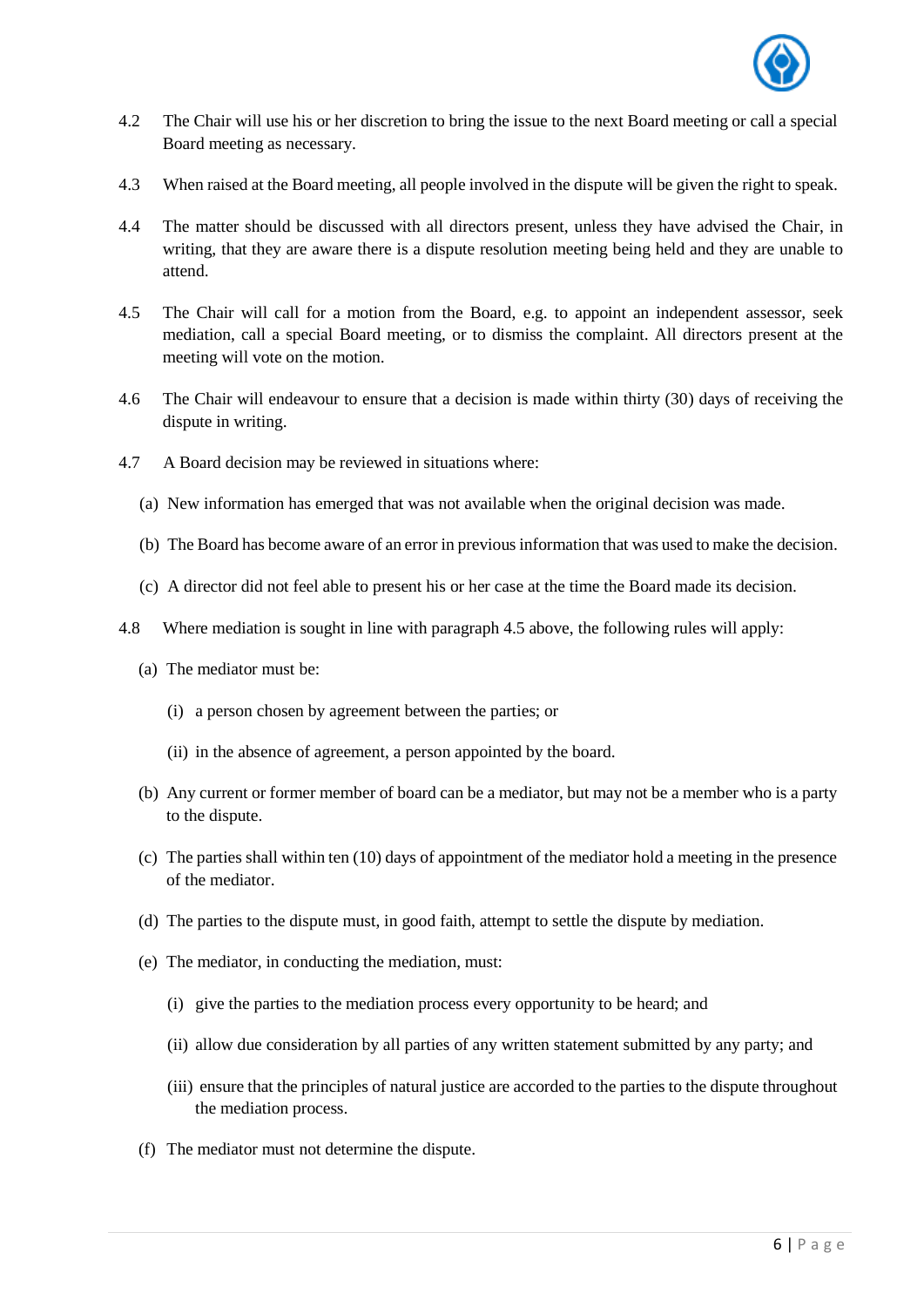4.2 The Chair will use his or her discretion to bring the issue to the next Board meeting or call a special Board meeting as necessary.

4.3 When raised at the Board meeting, all people involved in the dispute will be given the right to speak.

4.4 The matter should be discussed with all directors present, unless they have advised the Chair, in writing, that they are aware there is a dispute resolution meeting being held and they are unable to attend.

4.5 The Chair will call for a motion from the Board, e.g. to appoint an independent assessor, seek mediation, call a special Board meeting, or to dismiss the complaint. All directors present at the meeting will vote on the motion.

4.6 The Chair will endeavour to ensure that a decision is made within thirty (30) days of receiving the dispute in writing.

4.7 A Board decision may be reviewed in situations where:

- (a) New information has emerged that was not available when the original decision was made.
- (b) The Board has become aware of an error in previous information that was used to make the decision.
- (c) A director did not feel able to present his or her case at the time the Board made its decision.

4.8 Where mediation is sought in line with paragraph 4.5 above, the following rules will apply:

- (a) The mediator must be:
  - (i) a person chosen by agreement between the parties; or
  - (ii) in the absence of agreement, a person appointed by the board.
- (b) Any current or former member of board can be a mediator, but may not be a member who is a party to the dispute.
- (c) The parties shall within ten (10) days of appointment of the mediator hold a meeting in the presence of the mediator.
- (d) The parties to the dispute must, in good faith, attempt to settle the dispute by mediation.
- (e) The mediator, in conducting the mediation, must:
  - (i) give the parties to the mediation process every opportunity to be heard; and
  - (ii) allow due consideration by all parties of any written statement submitted by any party; and
  - (iii) ensure that the principles of natural justice are accorded to the parties to the dispute throughout the mediation process.
- (f) The mediator must not determine the dispute.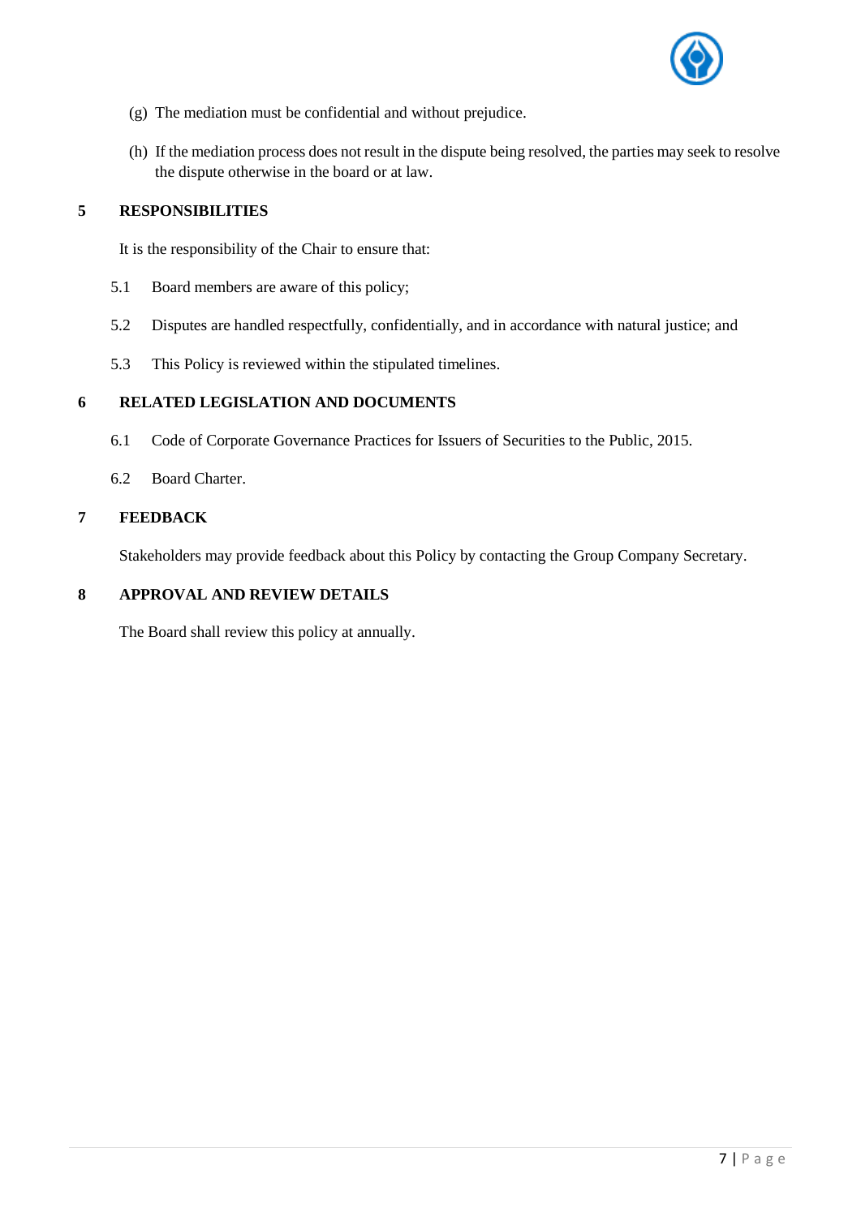(g) The mediation must be confidential and without prejudice.

(h) If the mediation process does not result in the dispute being resolved, the parties may seek to resolve the dispute otherwise in the board or at law.

## 5 RESPONSIBILITIES

It is the responsibility of the Chair to ensure that:

5.1 Board members are aware of this policy;

5.2 Disputes are handled respectfully, confidentially, and in accordance with natural justice; and

5.3 This Policy is reviewed within the stipulated timelines.

## 6 RELATED LEGISLATION AND DOCUMENTS

6.1 Code of Corporate Governance Practices for Issuers of Securities to the Public, 2015.

6.2 Board Charter.

## 7 FEEDBACK

Stakeholders may provide feedback about this Policy by contacting the Group Company Secretary.

## 8 APPROVAL AND REVIEW DETAILS

The Board shall review this policy at annually.